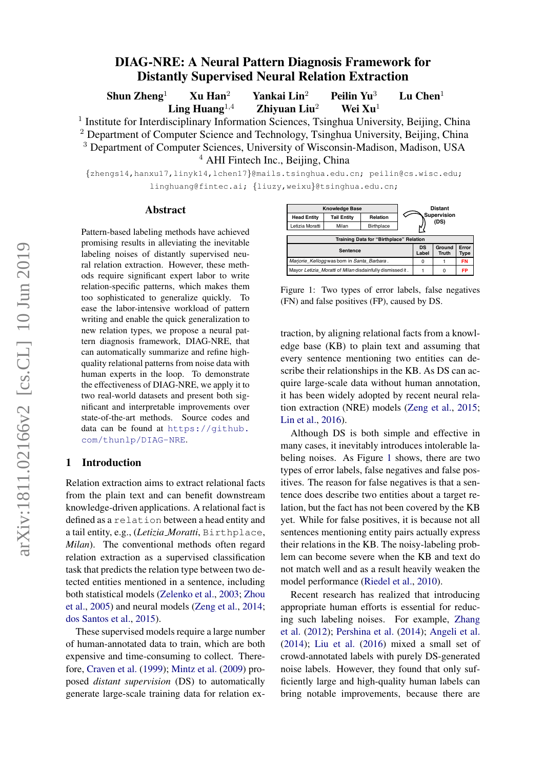# DIAG-NRE: A Neural Pattern Diagnosis Framework for Distantly Supervised Neural Relation Extraction

**Shun Zheng**[1] **Xu Han**[2] **Yankai Lin**[2] **Peilin Yu**[3] **Lu Chen**[1] **Ling Huang**[1,4] **Zhiyuan Liu**[2] **Wei Xu**[1]

[1] Institute for Interdisciplinary Information Sciences, Tsinghua University, Beijing, China
[2] Department of Computer Science and Technology, Tsinghua University, Beijing, China
[3] Department of Computer Sciences, University of Wisconsin-Madison, Madison, USA
[4] AHI Fintech Inc., Beijing, China

{zhengs14,hanxu17,linyk14,lchen17}@mails.tsinghua.edu.cn; peilin@cs.wisc.edu; linghuang@fintec.ai; {liuzy,weixu}@tsinghua.edu.cn;

## Abstract

Pattern-based labeling methods have achieved promising results in alleviating the inevitable labeling noises of distantly supervised neural relation extraction. However, these methods require significant expert labor to write relation-specific patterns, which makes them too sophisticated to generalize quickly. To ease the labor-intensive workload of pattern writing and enable the quick generalization to new relation types, we propose a neural pattern diagnosis framework, DIAG-NRE, that can automatically summarize and refine high-quality relational patterns from noise data with human experts in the loop. To demonstrate the effectiveness of DIAG-NRE, we apply it to two real-world datasets and present both significant and interpretable improvements over state-of-the-art methods. Source codes and data can be found at https://github.com/thunlp/DIAG-NRE.

## 1 Introduction

Relation extraction aims to extract relational facts from the plain text and can benefit downstream knowledge-driven applications. A relational fact is defined as a `relation` between a head entity and a tail entity, e.g., (*Letizia_Moratti*, `Birthplace`, *Milan*). The conventional methods often regard relation extraction as a supervised classification task that predicts the relation type between two detected entities mentioned in a sentence, including both statistical models (Zelenko et al., 2003; Zhou et al., 2005) and neural models (Zeng et al., 2014; dos Santos et al., 2015).

These supervised models require a large number of human-annotated data to train, which are both expensive and time-consuming to collect. Therefore, Craven et al. (1999); Mintz et al. (2009) proposed *distant supervision* (DS) to automatically generate large-scale training data for relation extraction, by aligning relational facts from a knowledge base (KB) to plain text and assuming that every sentence mentioning two entities can describe their relationships in the KB. As DS can acquire large-scale data without human annotation, it has been widely adopted by recent neural relation extraction (NRE) models (Zeng et al., 2015; Lin et al., 2016).

| Knowledge Base | | |
|---|---|---|
| Head Entity | Tail Entity | Relation |
| Letizia Moratti | Milan | Birthplace |

Distant Supervision (DS)

| Training Data for "Birthplace" Relation | | | |
|---|---|---|---|
| Sentence | DS Label | Ground Truth | Error Type |
| *Marjorie_Kellogg* was born in *Santa_Barbara* . | 0 | 1 | FN |
| Mayor *Letizia_Moratti* of *Milan* disdainfully dismissed it . | 1 | 0 | FP |

Figure 1: Two types of error labels, false negatives (FN) and false positives (FP), caused by DS.

Although DS is both simple and effective in many cases, it inevitably introduces intolerable labeling noises. As Figure 1 shows, there are two types of error labels, false negatives and false positives. The reason for false negatives is that a sentence does describe two entities about a target relation, but the fact has not been covered by the KB yet. While for false positives, it is because not all sentences mentioning entity pairs actually express their relations in the KB. The noisy-labeling problem can become severe when the KB and text do not match well and as a result heavily weaken the model performance (Riedel et al., 2010).

Recent research has realized that introducing appropriate human efforts is essential for reducing such labeling noises. For example, Zhang et al. (2012); Pershina et al. (2014); Angeli et al. (2014); Liu et al. (2016) mixed a small set of crowd-annotated labels with purely DS-generated noise labels. However, they found that only sufficiently large and high-quality human labels can bring notable improvements, because there are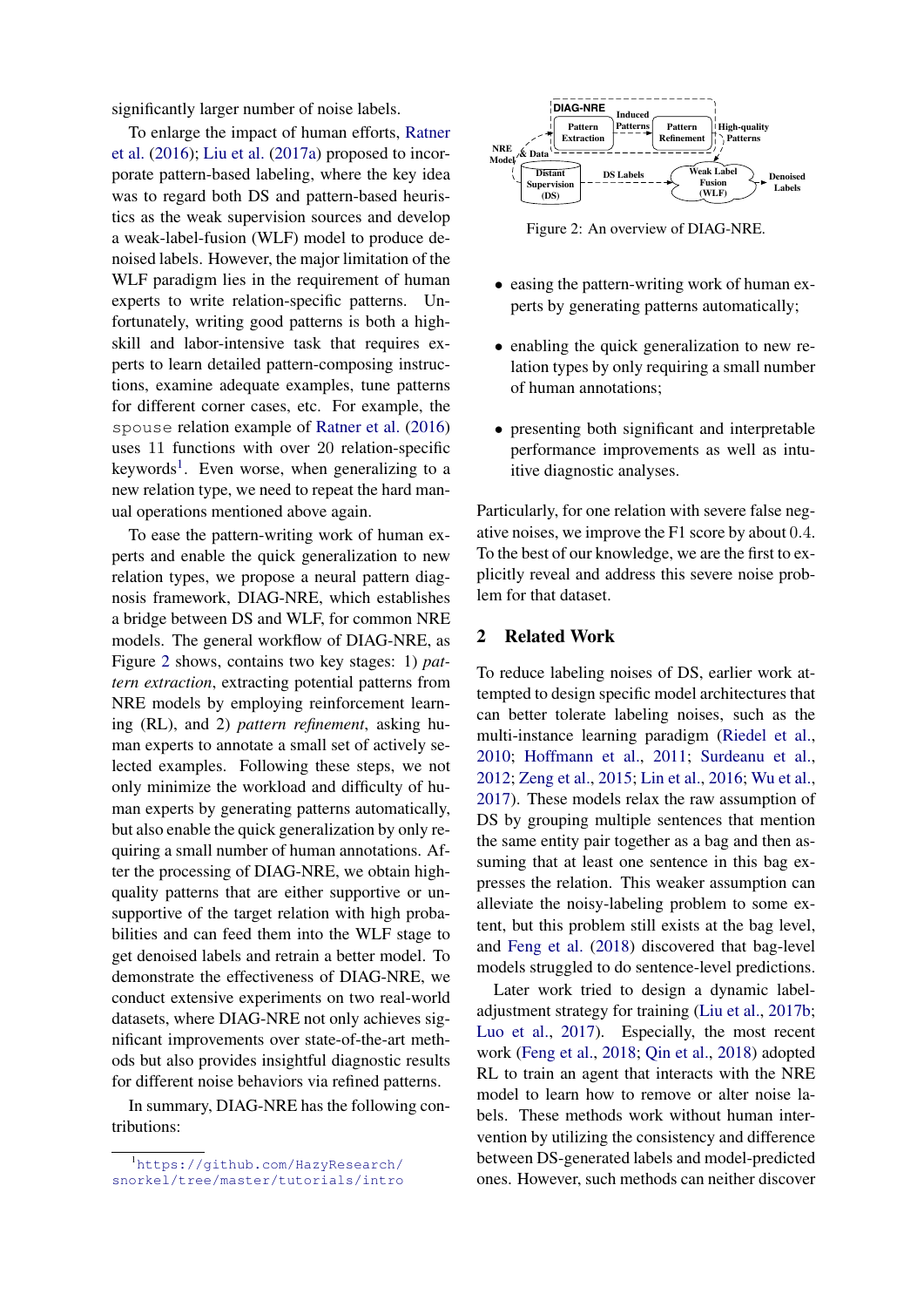significantly larger number of noise labels.

To enlarge the impact of human efforts, Ratner et al. (2016); Liu et al. (2017a) proposed to incorporate pattern-based labeling, where the key idea was to regard both DS and pattern-based heuristics as the weak supervision sources and develop a weak-label-fusion (WLF) model to produce denoised labels. However, the major limitation of the WLF paradigm lies in the requirement of human experts to write relation-specific patterns. Unfortunately, writing good patterns is both a high-skill and labor-intensive task that requires experts to learn detailed pattern-composing instructions, examine adequate examples, tune patterns for different corner cases, etc. For example, the `spouse` relation example of Ratner et al. (2016) uses 11 functions with over 20 relation-specific keywords[1]. Even worse, when generalizing to a new relation type, we need to repeat the hard manual operations mentioned above again.

To ease the pattern-writing work of human experts and enable the quick generalization to new relation types, we propose a neural pattern diagnosis framework, DIAG-NRE, which establishes a bridge between DS and WLF, for common NRE models. The general workflow of DIAG-NRE, as Figure 2 shows, contains two key stages: 1) *pattern extraction*, extracting potential patterns from NRE models by employing reinforcement learning (RL), and 2) *pattern refinement*, asking human experts to annotate a small set of actively selected examples. Following these steps, we not only minimize the workload and difficulty of human experts by generating patterns automatically, but also enable the quick generalization by only requiring a small number of human annotations. After the processing of DIAG-NRE, we obtain high-quality patterns that are either supportive or unsupportive of the target relation with high probabilities and can feed them into the WLF stage to get denoised labels and retrain a better model. To demonstrate the effectiveness of DIAG-NRE, we conduct extensive experiments on two real-world datasets, where DIAG-NRE not only achieves significant improvements over state-of-the-art methods but also provides insightful diagnostic results for different noise behaviors via refined patterns.

In summary, DIAG-NRE has the following contributions:

[1] https://github.com/HazyResearch/snorkel/tree/master/tutorials/intro

Figure 2: An overview of DIAG-NRE.

- easing the pattern-writing work of human experts by generating patterns automatically;
- enabling the quick generalization to new relation types by only requiring a small number of human annotations;
- presenting both significant and interpretable performance improvements as well as intuitive diagnostic analyses.

Particularly, for one relation with severe false negative noises, we improve the F1 score by about 0.4. To the best of our knowledge, we are the first to explicitly reveal and address this severe noise problem for that dataset.

## 2 Related Work

To reduce labeling noises of DS, earlier work attempted to design specific model architectures that can better tolerate labeling noises, such as the multi-instance learning paradigm (Riedel et al., 2010; Hoffmann et al., 2011; Surdeanu et al., 2012; Zeng et al., 2015; Lin et al., 2016; Wu et al., 2017). These models relax the raw assumption of DS by grouping multiple sentences that mention the same entity pair together as a bag and then assuming that at least one sentence in this bag expresses the relation. This weaker assumption can alleviate the noisy-labeling problem to some extent, but this problem still exists at the bag level, and Feng et al. (2018) discovered that bag-level models struggled to do sentence-level predictions.

Later work tried to design a dynamic label-adjustment strategy for training (Liu et al., 2017b; Luo et al., 2017). Especially, the most recent work (Feng et al., 2018; Qin et al., 2018) adopted RL to train an agent that interacts with the NRE model to learn how to remove or alter noise labels. These methods work without human intervention by utilizing the consistency and difference between DS-generated labels and model-predicted ones. However, such methods can neither discover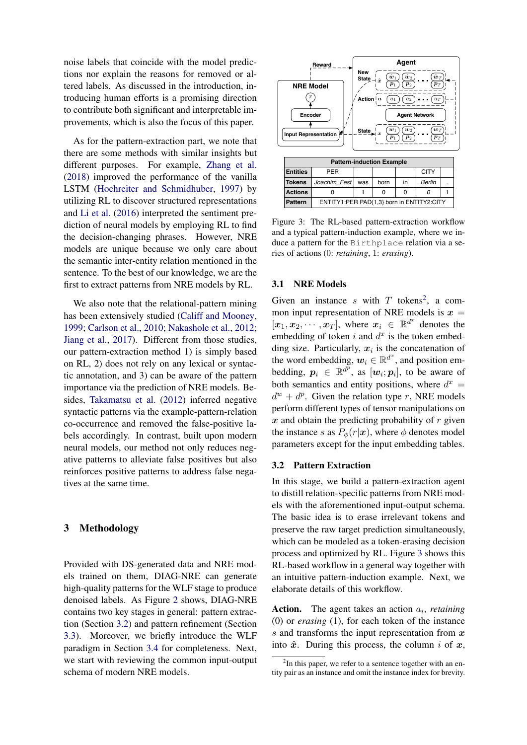noise labels that coincide with the model predictions nor explain the reasons for removed or altered labels. As discussed in the introduction, introducing human efforts is a promising direction to contribute both significant and interpretable improvements, which is also the focus of this paper.

As for the pattern-extraction part, we note that there are some methods with similar insights but different purposes. For example, Zhang et al. (2018) improved the performance of the vanilla LSTM (Hochreiter and Schmidhuber, 1997) by utilizing RL to discover structured representations and Li et al. (2016) interpreted the sentiment prediction of neural models by employing RL to find the decision-changing phrases. However, NRE models are unique because we only care about the semantic inter-entity relation mentioned in the sentence. To the best of our knowledge, we are the first to extract patterns from NRE models by RL.

We also note that the relational-pattern mining has been extensively studied (Califf and Mooney, 1999; Carlson et al., 2010; Nakashole et al., 2012; Jiang et al., 2017). Different from those studies, our pattern-extraction method 1) is simply based on RL, 2) does not rely on any lexical or syntactic annotation, and 3) can be aware of the pattern importance via the prediction of NRE models. Besides, Takamatsu et al. (2012) inferred negative syntactic patterns via the example-pattern-relation co-occurrence and removed the false-positive labels accordingly. In contrast, built upon modern neural models, our method not only reduces negative patterns to alleviate false positives but also reinforces positive patterns to address false negatives at the same time.

# 3 Methodology

Provided with DS-generated data and NRE models trained on them, DIAG-NRE can generate high-quality patterns for the WLF stage to produce denoised labels. As Figure 2 shows, DIAG-NRE contains two key stages in general: pattern extraction (Section 3.2) and pattern refinement (Section 3.3). Moreover, we briefly introduce the WLF paradigm in Section 3.4 for completeness. Next, we start with reviewing the common input-output schema of modern NRE models.

| Pattern-induction Example | | | | | | |
|---|---|---|---|---|---|---|
| **Entities** | PER | | | | CITY | |
| **Tokens** | *Joachim_Fest* | was | born | in | *Berlin* | . |
| **Actions** | 0 | 1 | 0 | 0 | *0* | 1 |
| **Pattern** | ENTITY1:PER PAD{1,3} born in ENTITY2:CITY | | | | | |

Figure 3: The RL-based pattern-extraction workflow and a typical pattern-induction example, where we induce a pattern for the Birthplace relation via a series of actions (0: *retaining*, 1: *erasing*).

## 3.1 NRE Models

Given an instance $s$ with $T$ tokens[2], a common input representation of NRE models is $\boldsymbol{x} = [\boldsymbol{x}_1, \boldsymbol{x}_2, \cdots, \boldsymbol{x}_T]$, where $\boldsymbol{x}_i \in \mathbb{R}^{d^x}$ denotes the embedding of token $i$ and $d^x$ is the token embedding size. Particularly, $\boldsymbol{x}_i$ is the concatenation of the word embedding, $\boldsymbol{w}_i \in \mathbb{R}^{d^w}$, and position embedding, $\boldsymbol{p}_i \in \mathbb{R}^{d^p}$, as $[\boldsymbol{w}_i; \boldsymbol{p}_i]$, to be aware of both semantics and entity positions, where $d^x = d^w + d^p$. Given the relation type $r$, NRE models perform different types of tensor manipulations on $\boldsymbol{x}$ and obtain the predicting probability of $r$ given the instance $s$ as $P_\phi(r|\boldsymbol{x})$, where $\phi$ denotes model parameters except for the input embedding tables.

## 3.2 Pattern Extraction

In this stage, we build a pattern-extraction agent to distill relation-specific patterns from NRE models with the aforementioned input-output schema. The basic idea is to erase irrelevant tokens and preserve the raw target prediction simultaneously, which can be modeled as a token-erasing decision process and optimized by RL. Figure 3 shows this RL-based workflow in a general way together with an intuitive pattern-induction example. Next, we elaborate details of this workflow.

**Action.** The agent takes an action $a_i$, *retaining* (0) or *erasing* (1), for each token of the instance $s$ and transforms the input representation from $\boldsymbol{x}$ into $\hat{\boldsymbol{x}}$. During this process, the column $i$ of $\boldsymbol{x}$,

[2]In this paper, we refer to a sentence together with an entity pair as an instance and omit the instance index for brevity.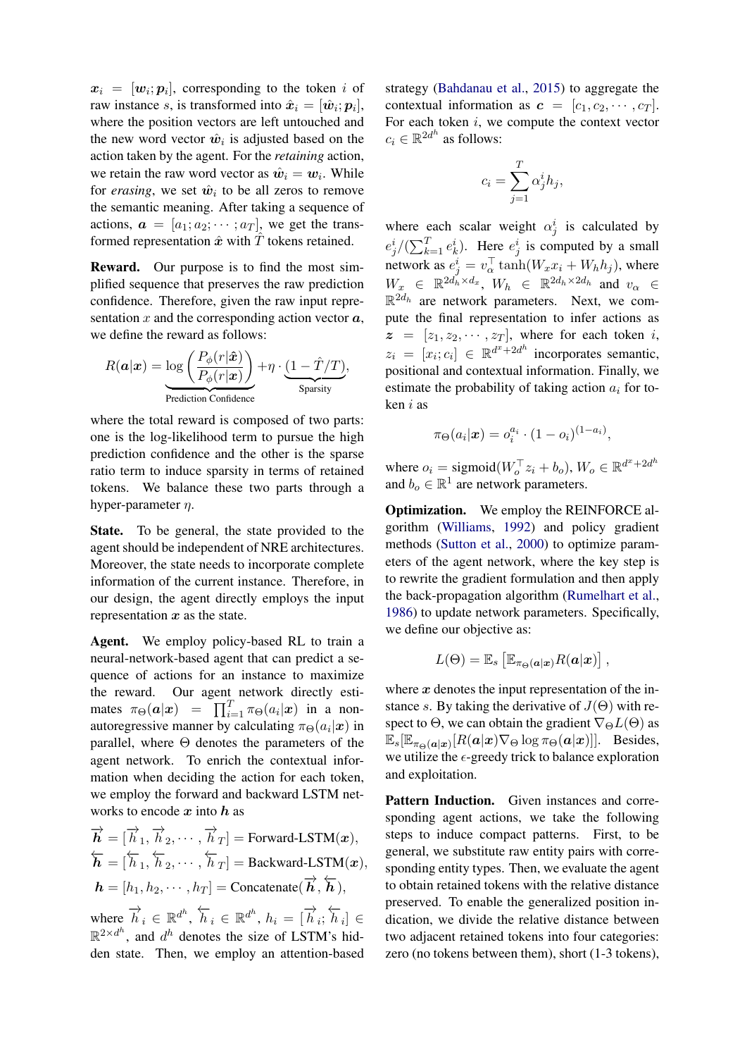$\boldsymbol{x}_i = [\boldsymbol{w}_i; \boldsymbol{p}_i]$, corresponding to the token $i$ of raw instance $s$, is transformed into $\hat{\boldsymbol{x}}_i = [\hat{\boldsymbol{w}}_i; \boldsymbol{p}_i]$, where the position vectors are left untouched and the new word vector $\hat{\boldsymbol{w}}_i$ is adjusted based on the action taken by the agent. For the *retaining* action, we retain the raw word vector as $\hat{\boldsymbol{w}}_i = \boldsymbol{w}_i$. While for *erasing*, we set $\hat{\boldsymbol{w}}_i$ to be all zeros to remove the semantic meaning. After taking a sequence of actions, $\boldsymbol{a} = [a_1; a_2; \cdots; a_T]$, we get the transformed representation $\hat{\boldsymbol{x}}$ with $\hat{T}$ tokens retained.

**Reward.** Our purpose is to find the most simplified sequence that preserves the raw prediction confidence. Therefore, given the raw input representation $x$ and the corresponding action vector $\boldsymbol{a}$, we define the reward as follows:

$$R(\boldsymbol{a}|\boldsymbol{x}) = \underbrace{\log\left(\frac{P_\phi(r|\hat{\boldsymbol{x}})}{P_\phi(r|\boldsymbol{x})}\right)}_{\text{Prediction Confidence}} + \eta \cdot \underbrace{(1 - \hat{T}/T)}_{\text{Sparsity}},$$

where the total reward is composed of two parts: one is the log-likelihood term to pursue the high prediction confidence and the other is the sparse ratio term to induce sparsity in terms of retained tokens. We balance these two parts through a hyper-parameter $\eta$.

**State.** To be general, the state provided to the agent should be independent of NRE architectures. Moreover, the state needs to incorporate complete information of the current instance. Therefore, in our design, the agent directly employs the input representation $\boldsymbol{x}$ as the state.

**Agent.** We employ policy-based RL to train a neural-network-based agent that can predict a sequence of actions for an instance to maximize the reward. Our agent network directly estimates $\pi_\Theta(\boldsymbol{a}|\boldsymbol{x}) = \prod_{i=1}^{T} \pi_\Theta(a_i|\boldsymbol{x})$ in a non-autoregressive manner by calculating $\pi_\Theta(a_i|\boldsymbol{x})$ in parallel, where $\Theta$ denotes the parameters of the agent network. To enrich the contextual information when deciding the action for each token, we employ the forward and backward LSTM networks to encode $\boldsymbol{x}$ into $\boldsymbol{h}$ as

$$\overrightarrow{\boldsymbol{h}} = [\overrightarrow{h}_1, \overrightarrow{h}_2, \cdots, \overrightarrow{h}_T] = \text{Forward-LSTM}(\boldsymbol{x}),$$
$$\overleftarrow{\boldsymbol{h}} = [\overleftarrow{h}_1, \overleftarrow{h}_2, \cdots, \overleftarrow{h}_T] = \text{Backward-LSTM}(\boldsymbol{x}),$$
$$\boldsymbol{h} = [h_1, h_2, \cdots, h_T] = \text{Concatenate}(\overrightarrow{\boldsymbol{h}}, \overleftarrow{\boldsymbol{h}}),$$

where $\overrightarrow{h}_i \in \mathbb{R}^{d^h}$, $\overleftarrow{h}_i \in \mathbb{R}^{d^h}$, $h_i = [\overrightarrow{h}_i; \overleftarrow{h}_i] \in \mathbb{R}^{2 \times d^h}$, and $d^h$ denotes the size of LSTM's hidden state. Then, we employ an attention-based strategy (Bahdanau et al., 2015) to aggregate the contextual information as $\boldsymbol{c} = [c_1, c_2, \cdots, c_T]$. For each token $i$, we compute the context vector $c_i \in \mathbb{R}^{2d^h}$ as follows:

$$c_i = \sum_{j=1}^{T} \alpha_j^i h_j,$$

where each scalar weight $\alpha_j^i$ is calculated by $e_j^i / (\sum_{k=1}^{T} e_k^i)$. Here $e_j^i$ is computed by a small network as $e_j^i = v_\alpha^\top \tanh(W_x x_i + W_h h_j)$, where $W_x \in \mathbb{R}^{2d_h \times d_x}$, $W_h \in \mathbb{R}^{2d_h \times 2d_h}$ and $v_\alpha \in \mathbb{R}^{2d_h}$ are network parameters. Next, we compute the final representation to infer actions as $\boldsymbol{z} = [z_1, z_2, \cdots, z_T]$, where for each token $i$, $z_i = [x_i; c_i] \in \mathbb{R}^{d^x + 2d^h}$ incorporates semantic, positional and contextual information. Finally, we estimate the probability of taking action $a_i$ for token $i$ as

$$\pi_\Theta(a_i|\boldsymbol{x}) = o_i^{a_i} \cdot (1 - o_i)^{(1-a_i)},$$

where $o_i = \text{sigmoid}(W_o^\top z_i + b_o)$, $W_o \in \mathbb{R}^{d^x + 2d^h}$ and $b_o \in \mathbb{R}^1$ are network parameters.

**Optimization.** We employ the REINFORCE algorithm (Williams, 1992) and policy gradient methods (Sutton et al., 2000) to optimize parameters of the agent network, where the key step is to rewrite the gradient formulation and then apply the back-propagation algorithm (Rumelhart et al., 1986) to update network parameters. Specifically, we define our objective as:

$$L(\Theta) = \mathbb{E}_s \left[ \mathbb{E}_{\pi_\Theta(\boldsymbol{a}|\boldsymbol{x})} R(\boldsymbol{a}|\boldsymbol{x}) \right],$$

where $\boldsymbol{x}$ denotes the input representation of the instance $s$. By taking the derivative of $J(\Theta)$ with respect to $\Theta$, we can obtain the gradient $\nabla_\Theta L(\Theta)$ as $\mathbb{E}_s[\mathbb{E}_{\pi_\Theta(\boldsymbol{a}|\boldsymbol{x})}[R(\boldsymbol{a}|\boldsymbol{x}) \nabla_\Theta \log \pi_\Theta(\boldsymbol{a}|\boldsymbol{x})]]$. Besides, we utilize the $\epsilon$-greedy trick to balance exploration and exploitation.

**Pattern Induction.** Given instances and corresponding agent actions, we take the following steps to induce compact patterns. First, to be general, we substitute raw entity pairs with corresponding entity types. Then, we evaluate the agent to obtain retained tokens with the relative distance preserved. To enable the generalized position indication, we divide the relative distance between two adjacent retained tokens into four categories: zero (no tokens between them), short (1-3 tokens),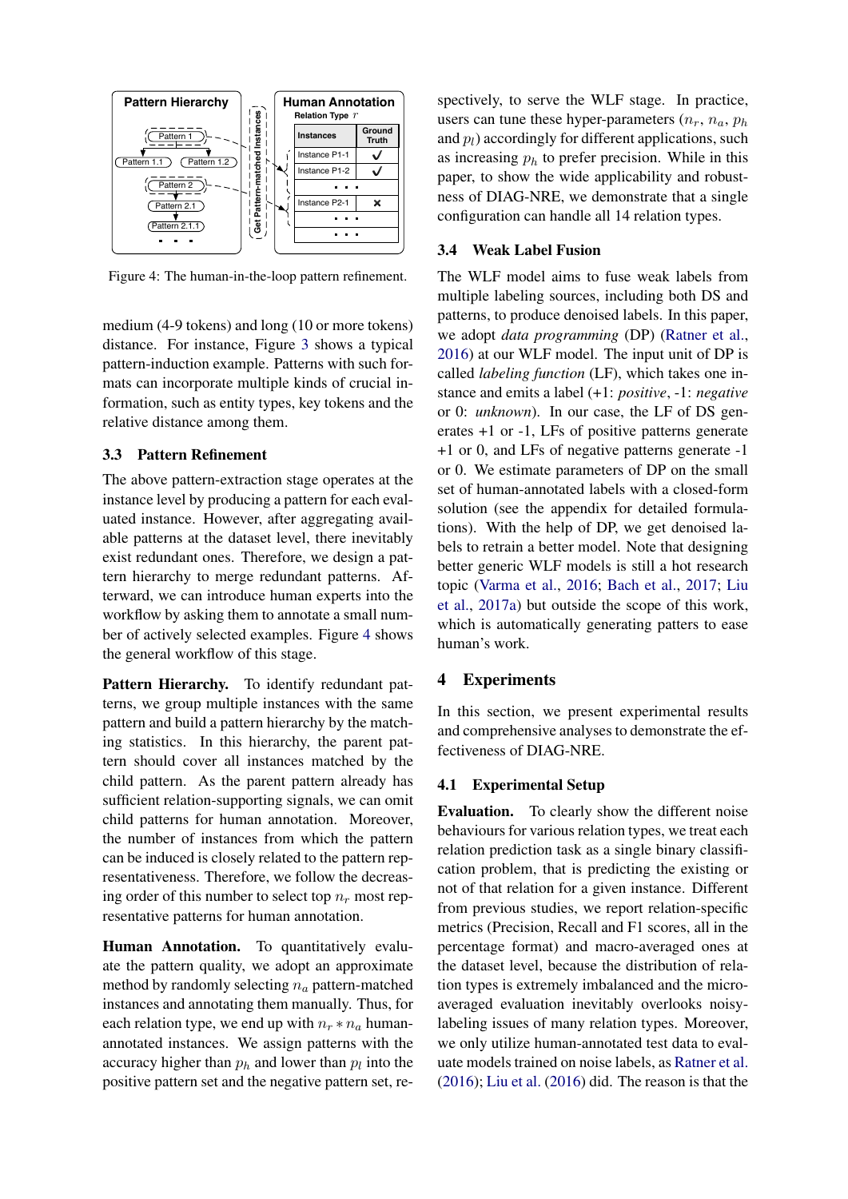Figure 4: The human-in-the-loop pattern refinement.

medium (4-9 tokens) and long (10 or more tokens) distance. For instance, Figure 3 shows a typical pattern-induction example. Patterns with such formats can incorporate multiple kinds of crucial information, such as entity types, key tokens and the relative distance among them.

### 3.3 Pattern Refinement

The above pattern-extraction stage operates at the instance level by producing a pattern for each evaluated instance. However, after aggregating available patterns at the dataset level, there inevitably exist redundant ones. Therefore, we design a pattern hierarchy to merge redundant patterns. Afterward, we can introduce human experts into the workflow by asking them to annotate a small number of actively selected examples. Figure 4 shows the general workflow of this stage.

**Pattern Hierarchy.** To identify redundant patterns, we group multiple instances with the same pattern and build a pattern hierarchy by the matching statistics. In this hierarchy, the parent pattern should cover all instances matched by the child pattern. As the parent pattern already has sufficient relation-supporting signals, we can omit child patterns for human annotation. Moreover, the number of instances from which the pattern can be induced is closely related to the pattern representativeness. Therefore, we follow the decreasing order of this number to select top $n_r$ most representative patterns for human annotation.

**Human Annotation.** To quantitatively evaluate the pattern quality, we adopt an approximate method by randomly selecting $n_a$ pattern-matched instances and annotating them manually. Thus, for each relation type, we end up with $n_r * n_a$ human-annotated instances. We assign patterns with the accuracy higher than $p_h$ and lower than $p_l$ into the positive pattern set and the negative pattern set, respectively, to serve the WLF stage. In practice, users can tune these hyper-parameters ($n_r$, $n_a$, $p_h$ and $p_l$) accordingly for different applications, such as increasing $p_h$ to prefer precision. While in this paper, to show the wide applicability and robustness of DIAG-NRE, we demonstrate that a single configuration can handle all 14 relation types.

### 3.4 Weak Label Fusion

The WLF model aims to fuse weak labels from multiple labeling sources, including both DS and patterns, to produce denoised labels. In this paper, we adopt *data programming* (DP) (Ratner et al., 2016) at our WLF model. The input unit of DP is called *labeling function* (LF), which takes one instance and emits a label (+1: *positive*, -1: *negative* or 0: *unknown*). In our case, the LF of DS generates +1 or -1, LFs of positive patterns generate +1 or 0, and LFs of negative patterns generate -1 or 0. We estimate parameters of DP on the small set of human-annotated labels with a closed-form solution (see the appendix for detailed formulations). With the help of DP, we get denoised labels to retrain a better model. Note that designing better generic WLF models is still a hot research topic (Varma et al., 2016; Bach et al., 2017; Liu et al., 2017a) but outside the scope of this work, which is automatically generating patters to ease human's work.

## 4 Experiments

In this section, we present experimental results and comprehensive analyses to demonstrate the effectiveness of DIAG-NRE.

### 4.1 Experimental Setup

**Evaluation.** To clearly show the different noise behaviours for various relation types, we treat each relation prediction task as a single binary classification problem, that is predicting the existing or not of that relation for a given instance. Different from previous studies, we report relation-specific metrics (Precision, Recall and F1 scores, all in the percentage format) and macro-averaged ones at the dataset level, because the distribution of relation types is extremely imbalanced and the micro-averaged evaluation inevitably overlooks noisy-labeling issues of many relation types. Moreover, we only utilize human-annotated test data to evaluate models trained on noise labels, as Ratner et al. (2016); Liu et al. (2016) did. The reason is that the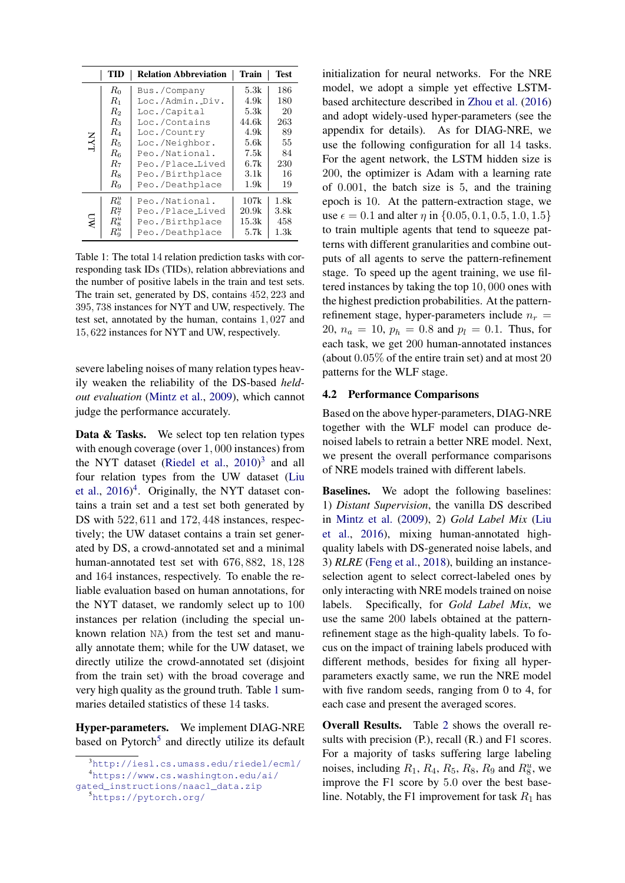| | TID | Relation Abbreviation | Train | Test |
|---|---|---|---|---|
| NYT | $R_0$ | Bus./Company | 5.3k | 186 |
| | $R_1$ | Loc./Admin._Div. | 4.9k | 180 |
| | $R_2$ | Loc./Capital | 5.3k | 20 |
| | $R_3$ | Loc./Contains | 44.6k | 263 |
| | $R_4$ | Loc./Country | 4.9k | 89 |
| | $R_5$ | Loc./Neighbor. | 5.6k | 55 |
| | $R_6$ | Peo./National. | 7.5k | 84 |
| | $R_7$ | Peo./Place_Lived | 6.7k | 230 |
| | $R_8$ | Peo./Birthplace | 3.1k | 16 |
| | $R_9$ | Peo./Deathplace | 1.9k | 19 |
| UW | $R_6^u$ | Peo./National. | 107k | 1.8k |
| | $R_7^u$ | Peo./Place_Lived | 20.9k | 3.8k |
| | $R_8^u$ | Peo./Birthplace | 15.3k | 458 |
| | $R_9^u$ | Peo./Deathplace | 5.7k | 1.3k |

Table 1: The total 14 relation prediction tasks with corresponding task IDs (TIDs), relation abbreviations and the number of positive labels in the train and test sets. The train set, generated by DS, contains 452,223 and 395,738 instances for NYT and UW, respectively. The test set, annotated by the human, contains 1,027 and 15,622 instances for NYT and UW, respectively.

severe labeling noises of many relation types heavily weaken the reliability of the DS-based *held-out evaluation* (Mintz et al., 2009), which cannot judge the performance accurately.

**Data & Tasks.** We select top ten relation types with enough coverage (over 1,000 instances) from the NYT dataset (Riedel et al., 2010)[3] and all four relation types from the UW dataset (Liu et al., 2016)[4]. Originally, the NYT dataset contains a train set and a test set both generated by DS with 522,611 and 172,448 instances, respectively; the UW dataset contains a train set generated by DS, a crowd-annotated set and a minimal human-annotated test set with 676,882, 18,128 and 164 instances, respectively. To enable the reliable evaluation based on human annotations, for the NYT dataset, we randomly select up to 100 instances per relation (including the special unknown relation NA) from the test set and manually annotate them; while for the UW dataset, we directly utilize the crowd-annotated set (disjoint from the train set) with the broad coverage and very high quality as the ground truth. Table 1 summaries detailed statistics of these 14 tasks.

**Hyper-parameters.** We implement DIAG-NRE based on Pytorch[5] and directly utilize its default initialization for neural networks. For the NRE model, we adopt a simple yet effective LSTM-based architecture described in Zhou et al. (2016) and adopt widely-used hyper-parameters (see the appendix for details). As for DIAG-NRE, we use the following configuration for all 14 tasks. For the agent network, the LSTM hidden size is 200, the optimizer is Adam with a learning rate of 0.001, the batch size is 5, and the training epoch is 10. At the pattern-extraction stage, we use $\epsilon = 0.1$ and alter $\eta$ in $\{0.05, 0.1, 0.5, 1.0, 1.5\}$ to train multiple agents that tend to squeeze patterns with different granularities and combine outputs of all agents to serve the pattern-refinement stage. To speed up the agent training, we use filtered instances by taking the top 10,000 ones with the highest prediction probabilities. At the pattern-refinement stage, hyper-parameters include $n_r = 20$, $n_a = 10$, $p_h = 0.8$ and $p_l = 0.1$. Thus, for each task, we get 200 human-annotated instances (about 0.05% of the entire train set) and at most 20 patterns for the WLF stage.

### 4.2 Performance Comparisons

Based on the above hyper-parameters, DIAG-NRE together with the WLF model can produce denoised labels to retrain a better NRE model. Next, we present the overall performance comparisons of NRE models trained with different labels.

**Baselines.** We adopt the following baselines: 1) *Distant Supervision*, the vanilla DS described in Mintz et al. (2009), 2) *Gold Label Mix* (Liu et al., 2016), mixing human-annotated high-quality labels with DS-generated noise labels, and 3) *RLRE* (Feng et al., 2018), building an instance-selection agent to select correct-labeled ones by only interacting with NRE models trained on noise labels. Specifically, for *Gold Label Mix*, we use the same 200 labels obtained at the pattern-refinement stage as the high-quality labels. To focus on the impact of training labels produced with different methods, besides for fixing all hyper-parameters exactly same, we run the NRE model with five random seeds, ranging from 0 to 4, for each case and present the averaged scores.

**Overall Results.** Table 2 shows the overall results with precision (P.), recall (R.) and F1 scores. For a majority of tasks suffering large labeling noises, including $R_1$, $R_4$, $R_5$, $R_8$, $R_9$ and $R_8^u$, we improve the F1 score by 5.0 over the best baseline. Notably, the F1 improvement for task $R_1$ has

[3] http://iesl.cs.umass.edu/riedel/ecml/

[4] https://www.cs.washington.edu/ai/gated_instructions/naacl_data.zip

[5] https://pytorch.org/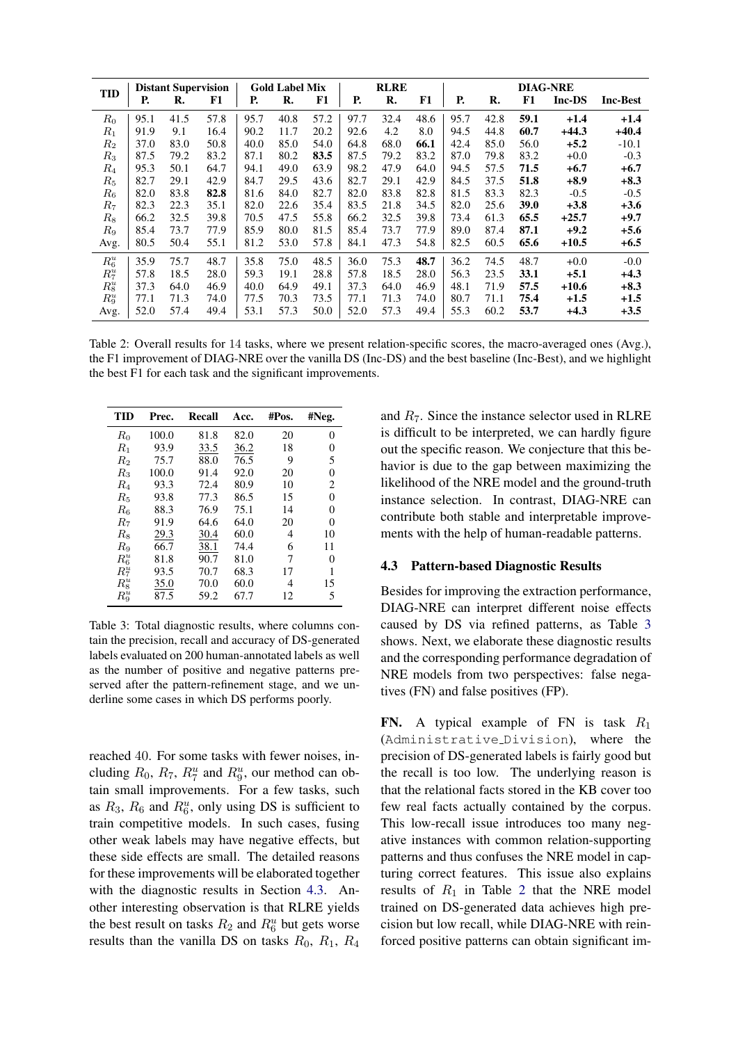| TID | Distant Supervision | | | Gold Label Mix | | | RLRE | | | DIAG-NRE | | | | |
|---|---|---|---|---|---|---|---|---|---|---|---|---|---|---|
| | P. | R. | F1 | P. | R. | F1 | P. | R. | F1 | P. | R. | F1 | Inc-DS | Inc-Best |
| $R_0$ | 95.1 | 41.5 | 57.8 | 95.7 | 40.8 | 57.2 | 97.7 | 32.4 | 48.6 | 95.7 | 42.8 | **59.1** | **+1.4** | **+1.4** |
| $R_1$ | 91.9 | 9.1 | 16.4 | 90.2 | 11.7 | 20.2 | 92.6 | 4.2 | 8.0 | 94.5 | 44.8 | **60.7** | **+44.3** | **+40.4** |
| $R_2$ | 37.0 | 83.0 | 50.8 | 40.0 | 85.0 | 54.0 | 64.8 | 68.0 | **66.1** | 42.4 | 85.0 | 56.0 | **+5.2** | -10.1 |
| $R_3$ | 87.5 | 79.2 | 83.2 | 87.1 | 80.2 | **83.5** | 87.5 | 79.2 | 83.2 | 87.0 | 79.8 | 83.2 | +0.0 | -0.3 |
| $R_4$ | 95.3 | 50.1 | 64.7 | 94.1 | 49.0 | 63.9 | 98.2 | 47.9 | 64.0 | 94.5 | 57.5 | **71.5** | **+6.7** | **+6.7** |
| $R_5$ | 82.7 | 29.1 | 42.9 | 84.7 | 29.5 | 43.6 | 82.7 | 29.1 | 42.9 | 84.5 | 37.5 | **51.8** | **+8.9** | **+8.3** |
| $R_6$ | 82.0 | 83.8 | **82.8** | 81.6 | 84.0 | 82.7 | 82.0 | 83.8 | 82.8 | 81.5 | 83.3 | 82.3 | -0.5 | -0.5 |
| $R_7$ | 82.3 | 22.3 | 35.1 | 82.0 | 22.6 | 35.4 | 83.5 | 21.8 | 34.5 | 82.0 | 25.6 | **39.0** | **+3.8** | **+3.6** |
| $R_8$ | 66.2 | 32.5 | 39.8 | 70.5 | 47.5 | 55.8 | 66.2 | 32.5 | 39.8 | 73.4 | 61.3 | **65.5** | **+25.7** | **+9.7** |
| $R_9$ | 85.4 | 73.7 | 77.9 | 85.9 | 80.0 | 81.5 | 85.4 | 73.7 | 77.9 | 89.0 | 87.4 | **87.1** | **+9.2** | **+5.6** |
| Avg. | 80.5 | 50.4 | 55.1 | 81.2 | 53.0 | 57.8 | 84.1 | 47.3 | 54.8 | 82.5 | 60.5 | **65.6** | **+10.5** | **+6.5** |
| $R_6^u$ | 35.9 | 75.7 | 48.7 | 35.8 | 75.0 | 48.5 | 36.0 | 75.3 | **48.7** | 36.2 | 74.5 | 48.7 | +0.0 | -0.0 |
| $R_7^u$ | 57.8 | 18.5 | 28.0 | 59.3 | 19.1 | 28.8 | 57.8 | 18.5 | 28.0 | 56.3 | 23.5 | **33.1** | **+5.1** | **+4.3** |
| $R_8^u$ | 37.3 | 64.0 | 46.9 | 40.0 | 64.9 | 49.1 | 37.3 | 64.0 | 46.9 | 48.1 | 71.9 | **57.5** | **+10.6** | **+8.3** |
| $R_9^u$ | 77.1 | 71.3 | 74.0 | 77.5 | 70.3 | 73.5 | 77.1 | 71.3 | 74.0 | 80.7 | 71.1 | **75.4** | **+1.5** | **+1.5** |
| Avg. | 52.0 | 57.4 | 49.4 | 53.1 | 57.3 | 50.0 | 52.0 | 57.3 | 49.4 | 55.3 | 60.2 | **53.7** | **+4.3** | **+3.5** |

Table 2: Overall results for 14 tasks, where we present relation-specific scores, the macro-averaged ones (Avg.), the F1 improvement of DIAG-NRE over the vanilla DS (Inc-DS) and the best baseline (Inc-Best), and we highlight the best F1 for each task and the significant improvements.

| TID | Prec. | Recall | Acc. | #Pos. | #Neg. |
|---|---|---|---|---|---|
| $R_0$ | 100.0 | 81.8 | 82.0 | 20 | 0 |
| $R_1$ | 93.9 | <u>33.5</u> | <u>36.2</u> | 18 | 0 |
| $R_2$ | 75.7 | 88.0 | 76.5 | 9 | 5 |
| $R_3$ | 100.0 | 91.4 | 92.0 | 20 | 0 |
| $R_4$ | 93.3 | 72.4 | 80.9 | 10 | 2 |
| $R_5$ | 93.8 | 77.3 | 86.5 | 15 | 0 |
| $R_6$ | 88.3 | 76.9 | 75.1 | 14 | 0 |
| $R_7$ | 91.9 | 64.6 | 64.0 | 20 | 0 |
| $R_8$ | <u>29.3</u> | <u>30.4</u> | 60.0 | 4 | 10 |
| $R_9$ | 66.7 | <u>38.1</u> | 74.4 | 6 | 11 |
| $R_6^u$ | 81.8 | 90.7 | 81.0 | 7 | 0 |
| $R_7^u$ | 93.5 | 70.7 | 68.3 | 17 | 1 |
| $R_8^u$ | <u>35.0</u> | 70.0 | 60.0 | 4 | 15 |
| $R_9^u$ | 87.5 | 59.2 | 67.7 | 12 | 5 |

Table 3: Total diagnostic results, where columns contain the precision, recall and accuracy of DS-generated labels evaluated on 200 human-annotated labels as well as the number of positive and negative patterns preserved after the pattern-refinement stage, and we underline some cases in which DS performs poorly.

reached 40. For some tasks with fewer noises, including $R_0$, $R_7$, $R_7^u$ and $R_9^u$, our method can obtain small improvements. For a few tasks, such as $R_3$, $R_6$ and $R_6^u$, only using DS is sufficient to train competitive models. In such cases, fusing other weak labels may have negative effects, but these side effects are small. The detailed reasons for these improvements will be elaborated together with the diagnostic results in Section 4.3. Another interesting observation is that RLRE yields the best result on tasks $R_2$ and $R_6^u$ but gets worse results than the vanilla DS on tasks $R_0$, $R_1$, $R_4$ and $R_7$. Since the instance selector used in RLRE is difficult to be interpreted, we can hardly figure out the specific reason. We conjecture that this behavior is due to the gap between maximizing the likelihood of the NRE model and the ground-truth instance selection. In contrast, DIAG-NRE can contribute both stable and interpretable improvements with the help of human-readable patterns.

### 4.3 Pattern-based Diagnostic Results

Besides for improving the extraction performance, DIAG-NRE can interpret different noise effects caused by DS via refined patterns, as Table 3 shows. Next, we elaborate these diagnostic results and the corresponding performance degradation of NRE models from two perspectives: false negatives (FN) and false positives (FP).

**FN.** A typical example of FN is task $R_1$ (Administrative_Division), where the precision of DS-generated labels is fairly good but the recall is too low. The underlying reason is that the relational facts stored in the KB cover too few real facts actually contained by the corpus. This low-recall issue introduces too many negative instances with common relation-supporting patterns and thus confuses the NRE model in capturing correct features. This issue also explains results of $R_1$ in Table 2 that the NRE model trained on DS-generated data achieves high precision but low recall, while DIAG-NRE with reinforced positive patterns can obtain significant im-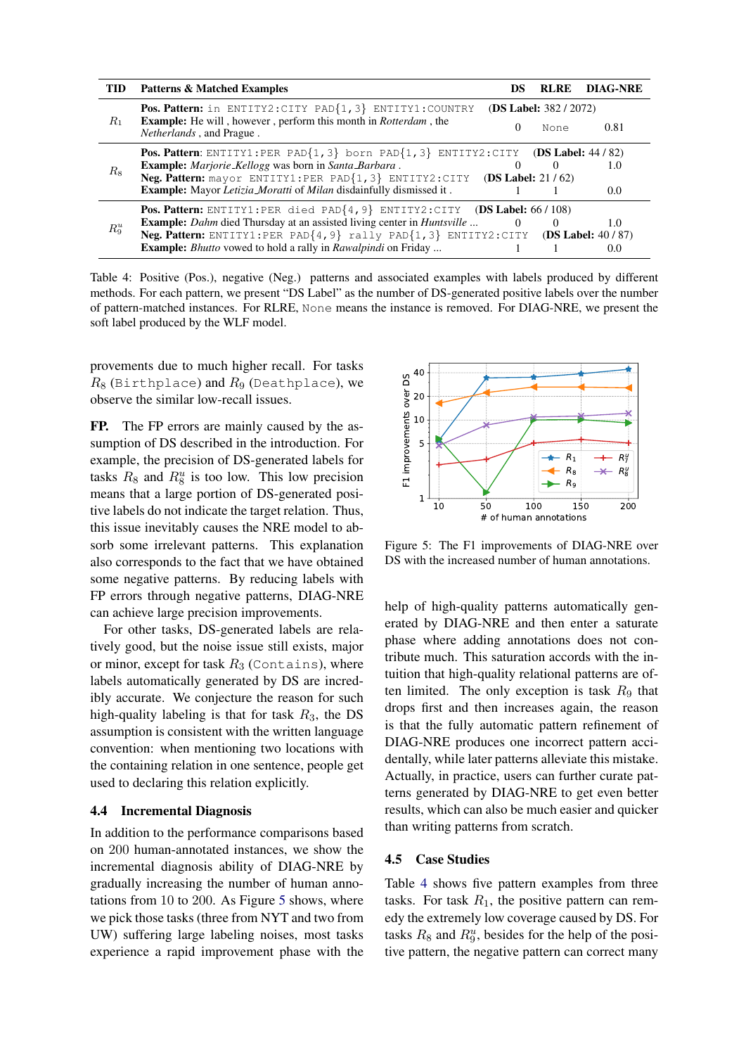| TID | Patterns & Matched Examples | DS | RLRE | DIAG-NRE |
|---|---|---|---|---|
| $R_1$ | **Pos. Pattern:** `in ENTITY2:CITY PAD{1,3} ENTITY1:COUNTRY` **(DS Label:** 382 / 2072) | | | |
| | **Example:** He will , however , perform this month in *Rotterdam* , the *Netherlands* , and Prague . | 0 | None | 0.81 |
| $R_8$ | **Pos. Pattern**: `ENTITY1:PER PAD{1,3} born PAD{1,3} ENTITY2:CITY` **(DS Label:** 44 / 82) | | | |
| | **Example:** *Marjorie_Kellogg* was born in *Santa_Barbara* . | 0 | 0 | 1.0 |
| | **Neg. Pattern:** `mayor ENTITY1:PER PAD{1,3} ENTITY2:CITY` **(DS Label:** 21 / 62) | | | |
| | **Example:** Mayor *Letizia_Moratti* of *Milan* disdainfully dismissed it . | 1 | 1 | 0.0 |
| $R_9^u$ | **Pos. Pattern:** `ENTITY1:PER died PAD{4,9} ENTITY2:CITY` **(DS Label:** 66 / 108) | | | |
| | **Example:** *Dahm* died Thursday at an assisted living center in *Huntsville* ... | 0 | 0 | 1.0 |
| | **Neg. Pattern:** `ENTITY1:PER PAD{4,9} rally PAD{1,3} ENTITY2:CITY` **(DS Label:** 40 / 87) | | | |
| | **Example:** *Bhutto* vowed to hold a rally in *Rawalpindi* on Friday ... | 1 | 1 | 0.0 |

Table 4: Positive (Pos.), negative (Neg.) patterns and associated examples with labels produced by different methods. For each pattern, we present "DS Label" as the number of DS-generated positive labels over the number of pattern-matched instances. For RLRE, None means the instance is removed. For DIAG-NRE, we present the soft label produced by the WLF model.

provements due to much higher recall. For tasks $R_8$ (Birthplace) and $R_9$ (Deathplace), we observe the similar low-recall issues.

**FP.** The FP errors are mainly caused by the assumption of DS described in the introduction. For example, the precision of DS-generated labels for tasks $R_8$ and $R_8^u$ is too low. This low precision means that a large portion of DS-generated positive labels do not indicate the target relation. Thus, this issue inevitably causes the NRE model to absorb some irrelevant patterns. This explanation also corresponds to the fact that we have obtained some negative patterns. By reducing labels with FP errors through negative patterns, DIAG-NRE can achieve large precision improvements.

For other tasks, DS-generated labels are relatively good, but the noise issue still exists, major or minor, except for task $R_3$ (Contains), where labels automatically generated by DS are incredibly accurate. We conjecture the reason for such high-quality labeling is that for task $R_3$, the DS assumption is consistent with the written language convention: when mentioning two locations with the containing relation in one sentence, people get used to declaring this relation explicitly.

### 4.4 Incremental Diagnosis

In addition to the performance comparisons based on 200 human-annotated instances, we show the incremental diagnosis ability of DIAG-NRE by gradually increasing the number of human annotations from 10 to 200. As Figure 5 shows, where we pick those tasks (three from NYT and two from UW) suffering large labeling noises, most tasks experience a rapid improvement phase with the help of high-quality patterns automatically generated by DIAG-NRE and then enter a saturate phase where adding annotations does not contribute much. This saturation accords with the intuition that high-quality relational patterns are often limited. The only exception is task $R_9$ that drops first and then increases again, the reason is that the fully automatic pattern refinement of DIAG-NRE produces one incorrect pattern accidentally, while later patterns alleviate this mistake. Actually, in practice, users can further curate patterns generated by DIAG-NRE to get even better results, which can also be much easier and quicker than writing patterns from scratch.

Figure 5: The F1 improvements of DIAG-NRE over DS with the increased number of human annotations.

### 4.5 Case Studies

Table 4 shows five pattern examples from three tasks. For task $R_1$, the positive pattern can remedy the extremely low coverage caused by DS. For tasks $R_8$ and $R_9^u$, besides for the help of the positive pattern, the negative pattern can correct many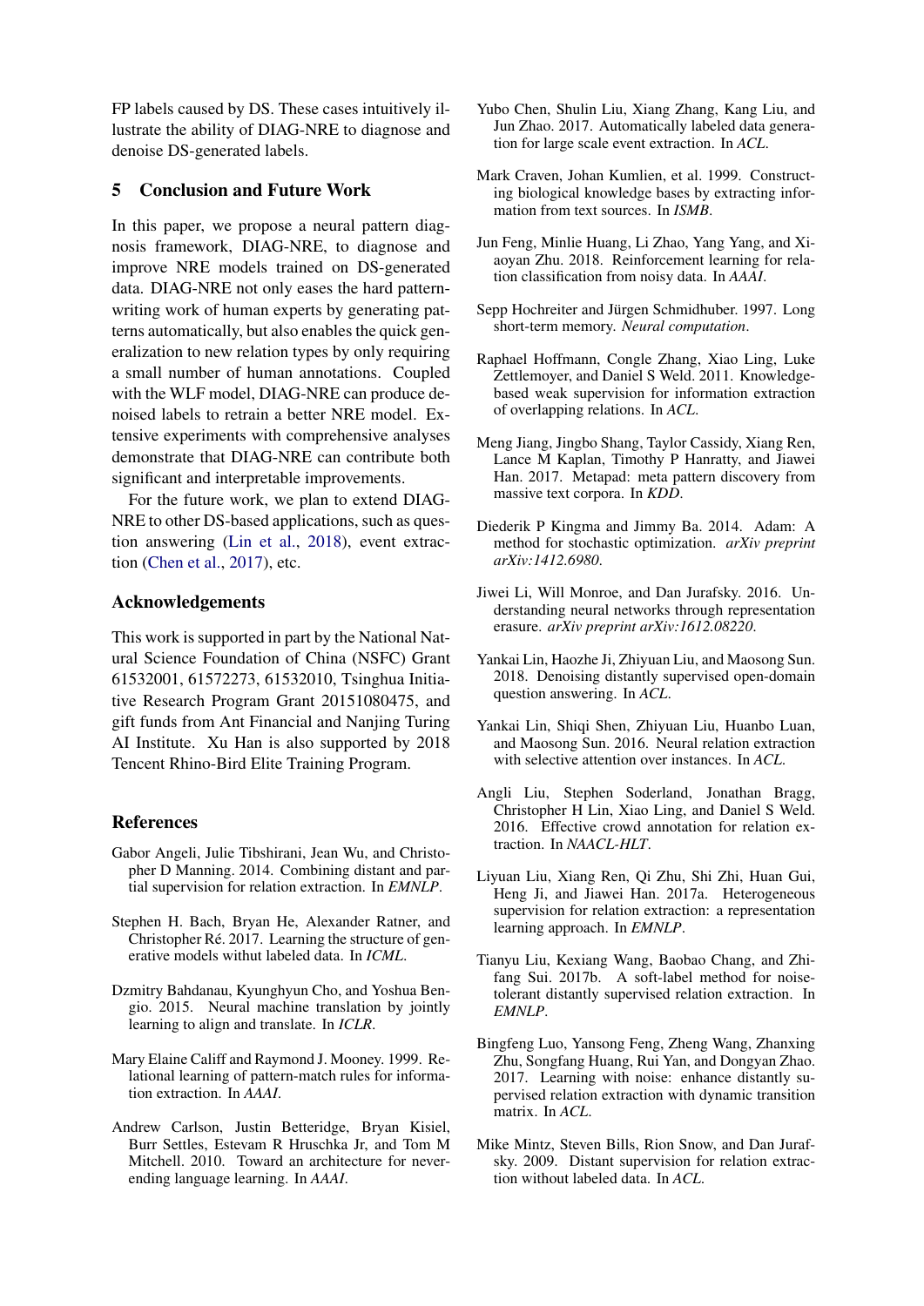FP labels caused by DS. These cases intuitively illustrate the ability of DIAG-NRE to diagnose and denoise DS-generated labels.

## 5 Conclusion and Future Work

In this paper, we propose a neural pattern diagnosis framework, DIAG-NRE, to diagnose and improve NRE models trained on DS-generated data. DIAG-NRE not only eases the hard pattern-writing work of human experts by generating patterns automatically, but also enables the quick generalization to new relation types by only requiring a small number of human annotations. Coupled with the WLF model, DIAG-NRE can produce denoised labels to retrain a better NRE model. Extensive experiments with comprehensive analyses demonstrate that DIAG-NRE can contribute both significant and interpretable improvements.

For the future work, we plan to extend DIAG-NRE to other DS-based applications, such as question answering (Lin et al., 2018), event extraction (Chen et al., 2017), etc.

## Acknowledgements

This work is supported in part by the National Natural Science Foundation of China (NSFC) Grant 61532001, 61572273, 61532010, Tsinghua Initiative Research Program Grant 20151080475, and gift funds from Ant Financial and Nanjing Turing AI Institute. Xu Han is also supported by 2018 Tencent Rhino-Bird Elite Training Program.

## References

Gabor Angeli, Julie Tibshirani, Jean Wu, and Christopher D Manning. 2014. Combining distant and partial supervision for relation extraction. In *EMNLP*.

Stephen H. Bach, Bryan He, Alexander Ratner, and Christopher Ré. 2017. Learning the structure of generative models withut labeled data. In *ICML*.

Dzmitry Bahdanau, Kyunghyun Cho, and Yoshua Bengio. 2015. Neural machine translation by jointly learning to align and translate. In *ICLR*.

Mary Elaine Califf and Raymond J. Mooney. 1999. Relational learning of pattern-match rules for information extraction. In *AAAI*.

Andrew Carlson, Justin Betteridge, Bryan Kisiel, Burr Settles, Estevam R Hruschka Jr, and Tom M Mitchell. 2010. Toward an architecture for never-ending language learning. In *AAAI*.

Yubo Chen, Shulin Liu, Xiang Zhang, Kang Liu, and Jun Zhao. 2017. Automatically labeled data generation for large scale event extraction. In *ACL*.

Mark Craven, Johan Kumlien, et al. 1999. Constructing biological knowledge bases by extracting information from text sources. In *ISMB*.

Jun Feng, Minlie Huang, Li Zhao, Yang Yang, and Xiaoyan Zhu. 2018. Reinforcement learning for relation classification from noisy data. In *AAAI*.

Sepp Hochreiter and Jürgen Schmidhuber. 1997. Long short-term memory. *Neural computation*.

Raphael Hoffmann, Congle Zhang, Xiao Ling, Luke Zettlemoyer, and Daniel S Weld. 2011. Knowledge-based weak supervision for information extraction of overlapping relations. In *ACL*.

Meng Jiang, Jingbo Shang, Taylor Cassidy, Xiang Ren, Lance M Kaplan, Timothy P Hanratty, and Jiawei Han. 2017. Metapad: meta pattern discovery from massive text corpora. In *KDD*.

Diederik P Kingma and Jimmy Ba. 2014. Adam: A method for stochastic optimization. *arXiv preprint arXiv:1412.6980*.

Jiwei Li, Will Monroe, and Dan Jurafsky. 2016. Understanding neural networks through representation erasure. *arXiv preprint arXiv:1612.08220*.

Yankai Lin, Haozhe Ji, Zhiyuan Liu, and Maosong Sun. 2018. Denoising distantly supervised open-domain question answering. In *ACL*.

Yankai Lin, Shiqi Shen, Zhiyuan Liu, Huanbo Luan, and Maosong Sun. 2016. Neural relation extraction with selective attention over instances. In *ACL*.

Angli Liu, Stephen Soderland, Jonathan Bragg, Christopher H Lin, Xiao Ling, and Daniel S Weld. 2016. Effective crowd annotation for relation extraction. In *NAACL-HLT*.

Liyuan Liu, Xiang Ren, Qi Zhu, Shi Zhi, Huan Gui, Heng Ji, and Jiawei Han. 2017a. Heterogeneous supervision for relation extraction: a representation learning approach. In *EMNLP*.

Tianyu Liu, Kexiang Wang, Baobao Chang, and Zhifang Sui. 2017b. A soft-label method for noise-tolerant distantly supervised relation extraction. In *EMNLP*.

Bingfeng Luo, Yansong Feng, Zheng Wang, Zhanxing Zhu, Songfang Huang, Rui Yan, and Dongyan Zhao. 2017. Learning with noise: enhance distantly supervised relation extraction with dynamic transition matrix. In *ACL*.

Mike Mintz, Steven Bills, Rion Snow, and Dan Jurafsky. 2009. Distant supervision for relation extraction without labeled data. In *ACL*.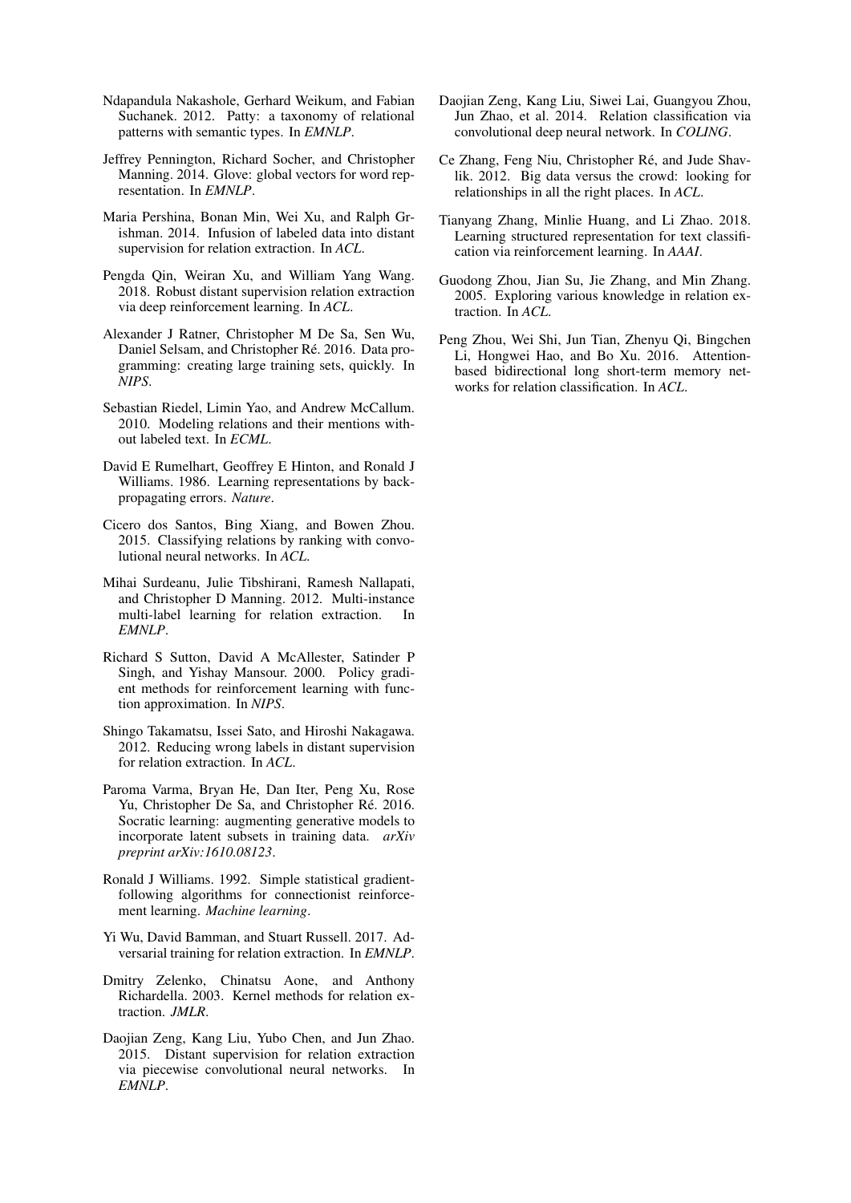Ndapandula Nakashole, Gerhard Weikum, and Fabian Suchanek. 2012. Patty: a taxonomy of relational patterns with semantic types. In *EMNLP*.

Jeffrey Pennington, Richard Socher, and Christopher Manning. 2014. Glove: global vectors for word representation. In *EMNLP*.

Maria Pershina, Bonan Min, Wei Xu, and Ralph Grishman. 2014. Infusion of labeled data into distant supervision for relation extraction. In *ACL*.

Pengda Qin, Weiran Xu, and William Yang Wang. 2018. Robust distant supervision relation extraction via deep reinforcement learning. In *ACL*.

Alexander J Ratner, Christopher M De Sa, Sen Wu, Daniel Selsam, and Christopher Ré. 2016. Data programming: creating large training sets, quickly. In *NIPS*.

Sebastian Riedel, Limin Yao, and Andrew McCallum. 2010. Modeling relations and their mentions without labeled text. In *ECML*.

David E Rumelhart, Geoffrey E Hinton, and Ronald J Williams. 1986. Learning representations by back-propagating errors. *Nature*.

Cicero dos Santos, Bing Xiang, and Bowen Zhou. 2015. Classifying relations by ranking with convolutional neural networks. In *ACL*.

Mihai Surdeanu, Julie Tibshirani, Ramesh Nallapati, and Christopher D Manning. 2012. Multi-instance multi-label learning for relation extraction. In *EMNLP*.

Richard S Sutton, David A McAllester, Satinder P Singh, and Yishay Mansour. 2000. Policy gradient methods for reinforcement learning with function approximation. In *NIPS*.

Shingo Takamatsu, Issei Sato, and Hiroshi Nakagawa. 2012. Reducing wrong labels in distant supervision for relation extraction. In *ACL*.

Paroma Varma, Bryan He, Dan Iter, Peng Xu, Rose Yu, Christopher De Sa, and Christopher Ré. 2016. Socratic learning: augmenting generative models to incorporate latent subsets in training data. *arXiv preprint arXiv:1610.08123*.

Ronald J Williams. 1992. Simple statistical gradient-following algorithms for connectionist reinforcement learning. *Machine learning*.

Yi Wu, David Bamman, and Stuart Russell. 2017. Adversarial training for relation extraction. In *EMNLP*.

Dmitry Zelenko, Chinatsu Aone, and Anthony Richardella. 2003. Kernel methods for relation extraction. *JMLR*.

Daojian Zeng, Kang Liu, Yubo Chen, and Jun Zhao. 2015. Distant supervision for relation extraction via piecewise convolutional neural networks. In *EMNLP*.

Daojian Zeng, Kang Liu, Siwei Lai, Guangyou Zhou, Jun Zhao, et al. 2014. Relation classification via convolutional deep neural network. In *COLING*.

Ce Zhang, Feng Niu, Christopher Ré, and Jude Shavlik. 2012. Big data versus the crowd: looking for relationships in all the right places. In *ACL*.

Tianyang Zhang, Minlie Huang, and Li Zhao. 2018. Learning structured representation for text classification via reinforcement learning. In *AAAI*.

Guodong Zhou, Jian Su, Jie Zhang, and Min Zhang. 2005. Exploring various knowledge in relation extraction. In *ACL*.

Peng Zhou, Wei Shi, Jun Tian, Zhenyu Qi, Bingchen Li, Hongwei Hao, and Bo Xu. 2016. Attention-based bidirectional long short-term memory networks for relation classification. In *ACL*.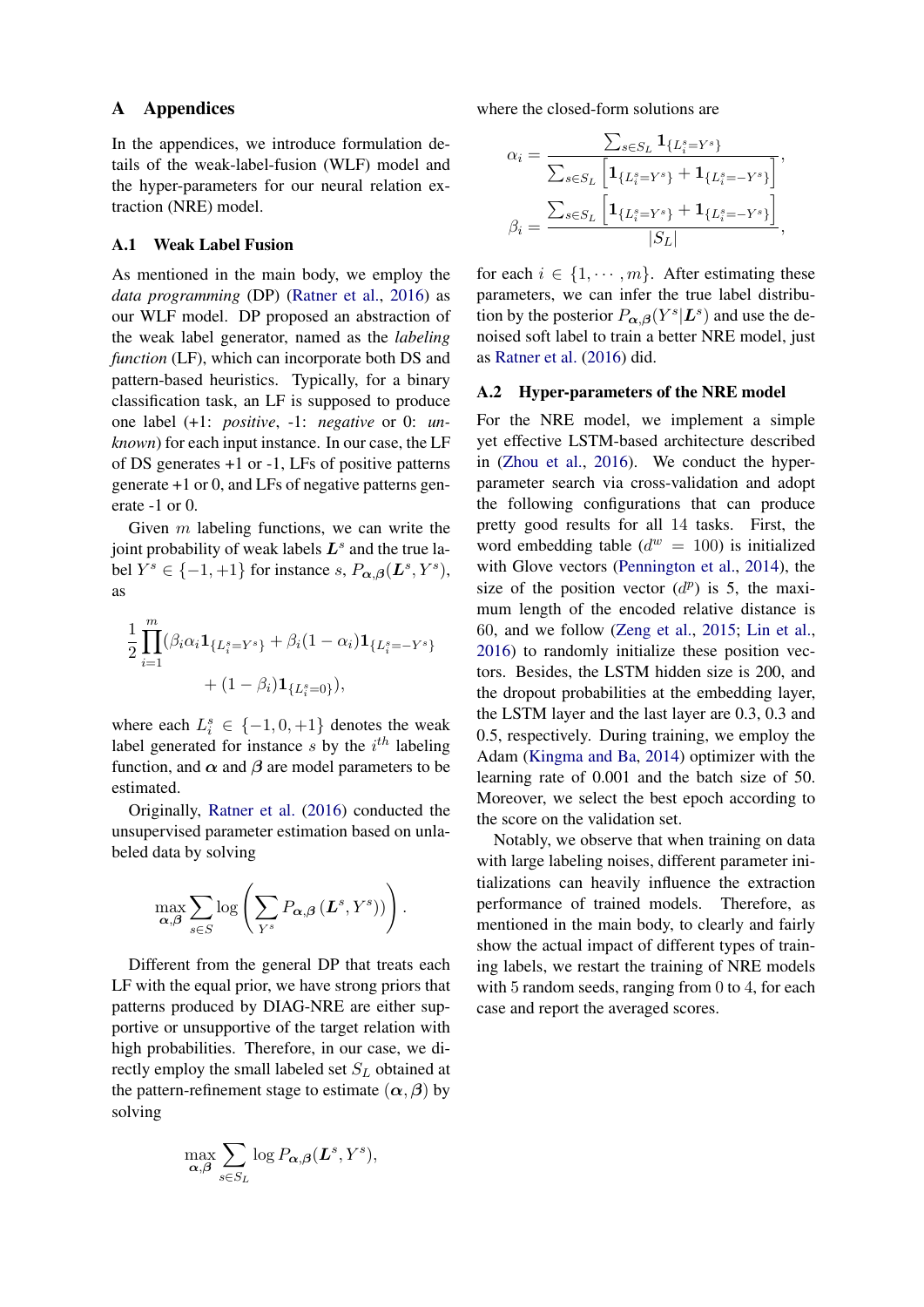# A Appendices

In the appendices, we introduce formulation details of the weak-label-fusion (WLF) model and the hyper-parameters for our neural relation extraction (NRE) model.

## A.1 Weak Label Fusion

As mentioned in the main body, we employ the *data programming* (DP) (Ratner et al., 2016) as our WLF model. DP proposed an abstraction of the weak label generator, named as the *labeling function* (LF), which can incorporate both DS and pattern-based heuristics. Typically, for a binary classification task, an LF is supposed to produce one label (+1: *positive*, -1: *negative* or 0: *unknown*) for each input instance. In our case, the LF of DS generates +1 or -1, LFs of positive patterns generate +1 or 0, and LFs of negative patterns generate -1 or 0.

Given $m$ labeling functions, we can write the joint probability of weak labels $\boldsymbol{L}^s$ and the true label $Y^s \in \{-1, +1\}$ for instance $s$, $P_{\boldsymbol{\alpha},\boldsymbol{\beta}}(\boldsymbol{L}^s, Y^s)$, as

$$\frac{1}{2}\prod_{i=1}^{m}(\beta_i\alpha_i\mathbf{1}_{\{L_i^s=Y^s\}} + \beta_i(1-\alpha_i)\mathbf{1}_{\{L_i^s=-Y^s\}} + (1-\beta_i)\mathbf{1}_{\{L_i^s=0\}}),$$

where each $L_i^s \in \{-1, 0, +1\}$ denotes the weak label generated for instance $s$ by the $i^{th}$ labeling function, and $\boldsymbol{\alpha}$ and $\boldsymbol{\beta}$ are model parameters to be estimated.

Originally, Ratner et al. (2016) conducted the unsupervised parameter estimation based on unlabeled data by solving

$$\max_{\boldsymbol{\alpha},\boldsymbol{\beta}} \sum_{s\in S} \log\left(\sum_{Y^s} P_{\boldsymbol{\alpha},\boldsymbol{\beta}}\left(\boldsymbol{L}^s, Y^s\right)\right).$$

Different from the general DP that treats each LF with the equal prior, we have strong priors that patterns produced by DIAG-NRE are either supportive or unsupportive of the target relation with high probabilities. Therefore, in our case, we directly employ the small labeled set $S_L$ obtained at the pattern-refinement stage to estimate $(\boldsymbol{\alpha}, \boldsymbol{\beta})$ by solving

$$\max_{\boldsymbol{\alpha},\boldsymbol{\beta}} \sum_{s\in S_L} \log P_{\boldsymbol{\alpha},\boldsymbol{\beta}}(\boldsymbol{L}^s, Y^s),$$

where the closed-form solutions are

$$\alpha_i = \frac{\sum_{s\in S_L}\mathbf{1}_{\{L_i^s=Y^s\}}}{\sum_{s\in S_L}\left[\mathbf{1}_{\{L_i^s=Y^s\}} + \mathbf{1}_{\{L_i^s=-Y^s\}}\right]},$$

$$\beta_i = \frac{\sum_{s\in S_L}\left[\mathbf{1}_{\{L_i^s=Y^s\}} + \mathbf{1}_{\{L_i^s=-Y^s\}}\right]}{|S_L|},$$

for each $i \in \{1, \cdots, m\}$. After estimating these parameters, we can infer the true label distribution by the posterior $P_{\boldsymbol{\alpha},\boldsymbol{\beta}}(Y^s|\boldsymbol{L}^s)$ and use the denoised soft label to train a better NRE model, just as Ratner et al. (2016) did.

## A.2 Hyper-parameters of the NRE model

For the NRE model, we implement a simple yet effective LSTM-based architecture described in (Zhou et al., 2016). We conduct the hyper-parameter search via cross-validation and adopt the following configurations that can produce pretty good results for all 14 tasks. First, the word embedding table ($d^w = 100$) is initialized with Glove vectors (Pennington et al., 2014), the size of the position vector ($d^p$) is 5, the maximum length of the encoded relative distance is 60, and we follow (Zeng et al., 2015; Lin et al., 2016) to randomly initialize these position vectors. Besides, the LSTM hidden size is 200, and the dropout probabilities at the embedding layer, the LSTM layer and the last layer are 0.3, 0.3 and 0.5, respectively. During training, we employ the Adam (Kingma and Ba, 2014) optimizer with the learning rate of 0.001 and the batch size of 50. Moreover, we select the best epoch according to the score on the validation set.

Notably, we observe that when training on data with large labeling noises, different parameter initializations can heavily influence the extraction performance of trained models. Therefore, as mentioned in the main body, to clearly and fairly show the actual impact of different types of training labels, we restart the training of NRE models with 5 random seeds, ranging from 0 to 4, for each case and report the averaged scores.